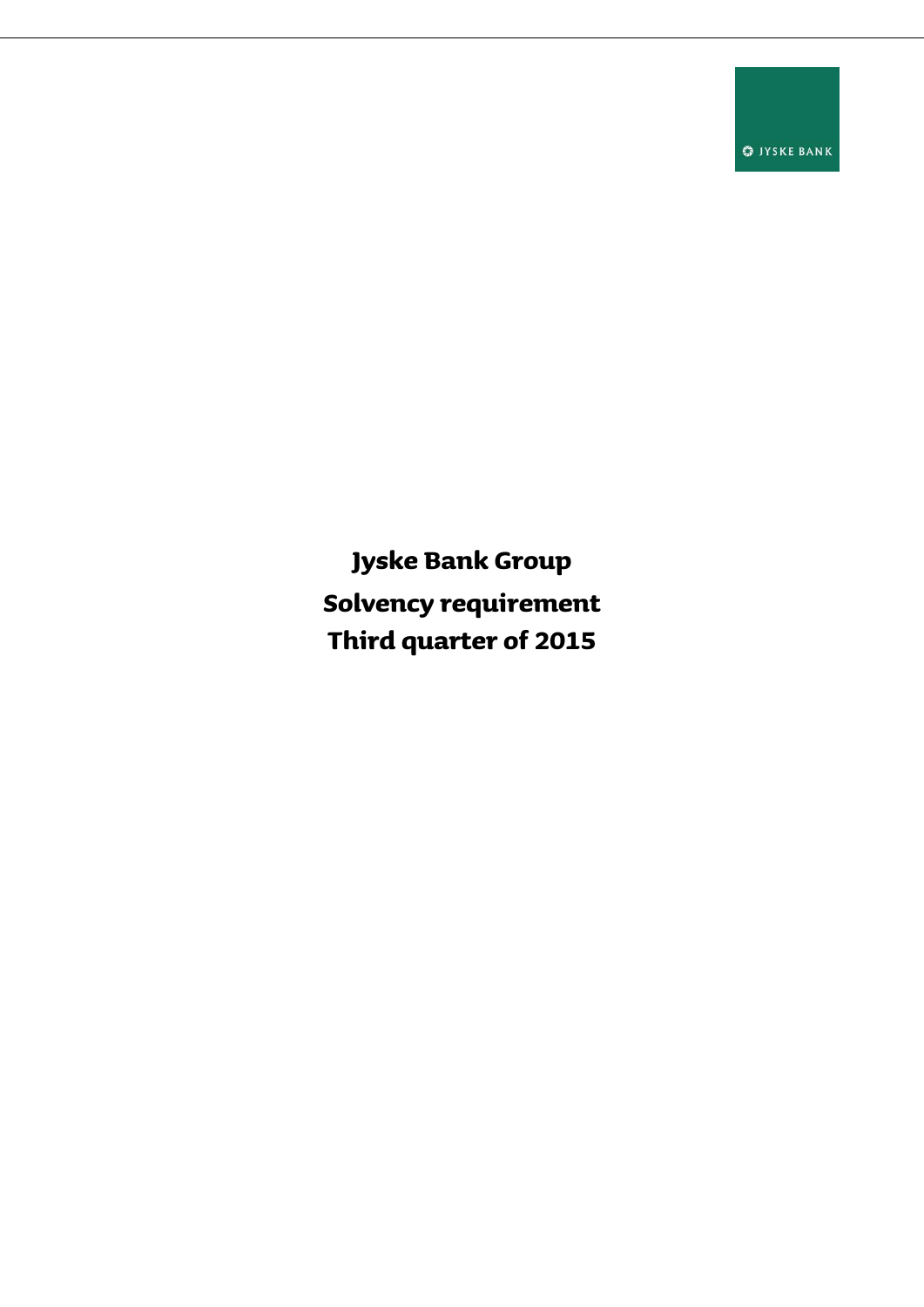JYSKE BANK

# Jyske Bank Group

## Solvency requirement

## Third quarter of 2015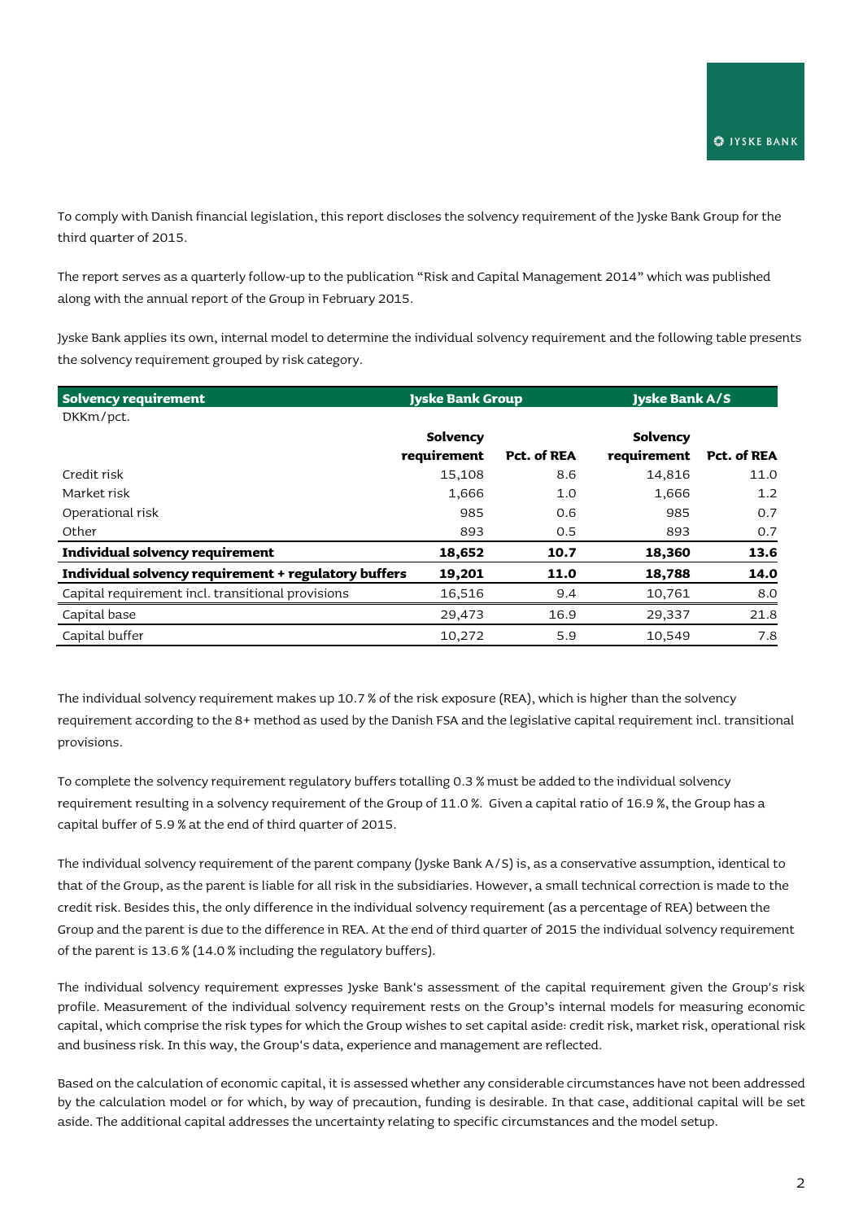To comply with Danish financial legislation, this report discloses the solvency requirement of the Jyske Bank Group for the third quarter of 2015.

The report serves as a quarterly follow-up to the publication "Risk and Capital Management 2014" which was published along with the annual report of the Group in February 2015.

Jyske Bank applies its own, internal model to determine the individual solvency requirement and the following table presents the solvency requirement grouped by risk category.

| **Solvency requirement** | **Jyske Bank Group** | | **Jyske Bank A/S** | |
|---|---|---|---|---|
| DKKm/pct. | | | | |
| | **Solvency requirement** | **Pct. of REA** | **Solvency requirement** | **Pct. of REA** |
| Credit risk | 15,108 | 8.6 | 14,816 | 11.0 |
| Market risk | 1,666 | 1.0 | 1,666 | 1.2 |
| Operational risk | 985 | 0.6 | 985 | 0.7 |
| Other | 893 | 0.5 | 893 | 0.7 |
| **Individual solvency requirement** | **18,652** | **10.7** | **18,360** | **13.6** |
| **Individual solvency requirement + regulatory buffers** | **19,201** | **11.0** | **18,788** | **14.0** |
| Capital requirement incl. transitional provisions | 16,516 | 9.4 | 10,761 | 8.0 |
| Capital base | 29,473 | 16.9 | 29,337 | 21.8 |
| Capital buffer | 10,272 | 5.9 | 10,549 | 7.8 |

The individual solvency requirement makes up 10.7 % of the risk exposure (REA), which is higher than the solvency requirement according to the 8+ method as used by the Danish FSA and the legislative capital requirement incl. transitional provisions.

To complete the solvency requirement regulatory buffers totalling 0.3 % must be added to the individual solvency requirement resulting in a solvency requirement of the Group of 11.0 %. Given a capital ratio of 16.9 %, the Group has a capital buffer of 5.9 % at the end of third quarter of 2015.

The individual solvency requirement of the parent company (Jyske Bank A/S) is, as a conservative assumption, identical to that of the Group, as the parent is liable for all risk in the subsidiaries. However, a small technical correction is made to the credit risk. Besides this, the only difference in the individual solvency requirement (as a percentage of REA) between the Group and the parent is due to the difference in REA. At the end of third quarter of 2015 the individual solvency requirement of the parent is 13.6 % (14.0 % including the regulatory buffers).

The individual solvency requirement expresses Jyske Bank's assessment of the capital requirement given the Group's risk profile. Measurement of the individual solvency requirement rests on the Group's internal models for measuring economic capital, which comprise the risk types for which the Group wishes to set capital aside: credit risk, market risk, operational risk and business risk. In this way, the Group's data, experience and management are reflected.

Based on the calculation of economic capital, it is assessed whether any considerable circumstances have not been addressed by the calculation model or for which, by way of precaution, funding is desirable. In that case, additional capital will be set aside. The additional capital addresses the uncertainty relating to specific circumstances and the model setup.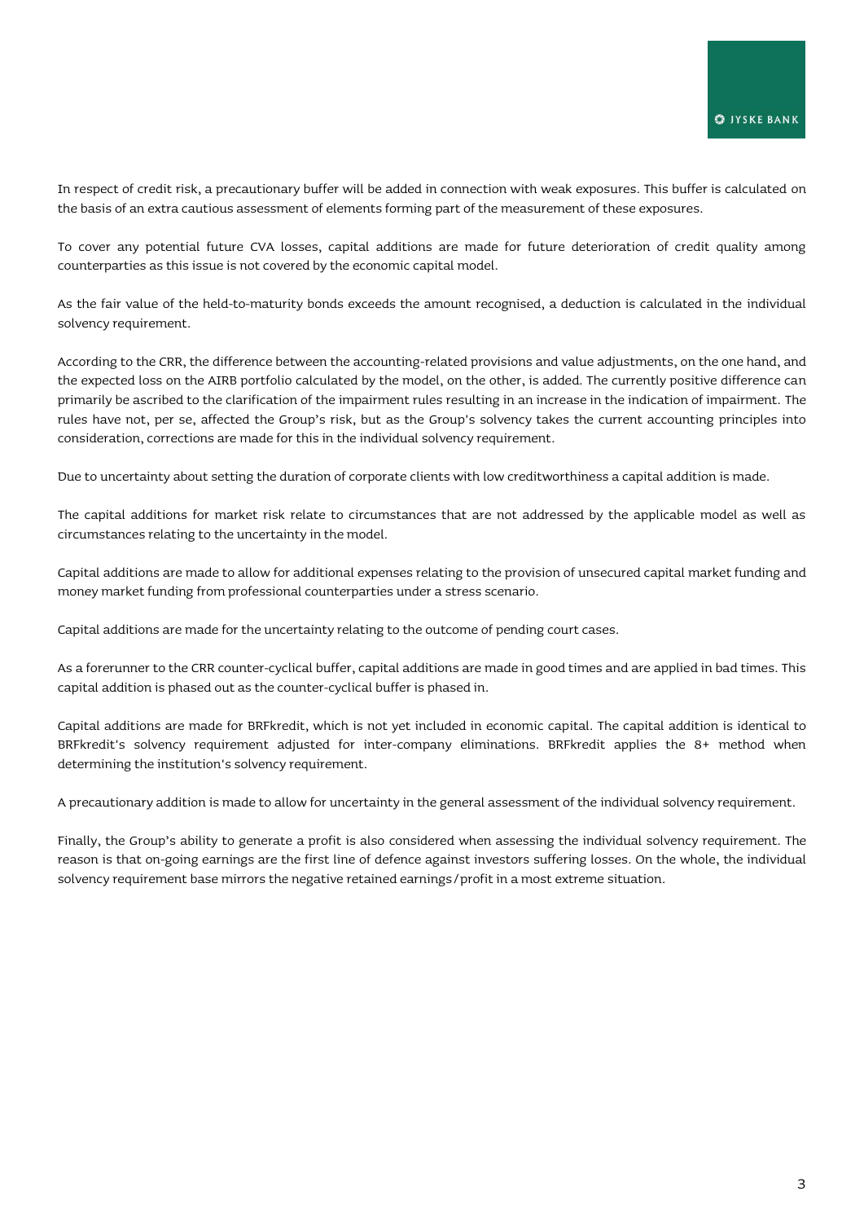In respect of credit risk, a precautionary buffer will be added in connection with weak exposures. This buffer is calculated on the basis of an extra cautious assessment of elements forming part of the measurement of these exposures.

To cover any potential future CVA losses, capital additions are made for future deterioration of credit quality among counterparties as this issue is not covered by the economic capital model.

As the fair value of the held-to-maturity bonds exceeds the amount recognised, a deduction is calculated in the individual solvency requirement.

According to the CRR, the difference between the accounting-related provisions and value adjustments, on the one hand, and the expected loss on the AIRB portfolio calculated by the model, on the other, is added. The currently positive difference can primarily be ascribed to the clarification of the impairment rules resulting in an increase in the indication of impairment. The rules have not, per se, affected the Group's risk, but as the Group's solvency takes the current accounting principles into consideration, corrections are made for this in the individual solvency requirement.

Due to uncertainty about setting the duration of corporate clients with low creditworthiness a capital addition is made.

The capital additions for market risk relate to circumstances that are not addressed by the applicable model as well as circumstances relating to the uncertainty in the model.

Capital additions are made to allow for additional expenses relating to the provision of unsecured capital market funding and money market funding from professional counterparties under a stress scenario.

Capital additions are made for the uncertainty relating to the outcome of pending court cases.

As a forerunner to the CRR counter-cyclical buffer, capital additions are made in good times and are applied in bad times. This capital addition is phased out as the counter-cyclical buffer is phased in.

Capital additions are made for BRFkredit, which is not yet included in economic capital. The capital addition is identical to BRFkredit's solvency requirement adjusted for inter-company eliminations. BRFkredit applies the 8+ method when determining the institution's solvency requirement.

A precautionary addition is made to allow for uncertainty in the general assessment of the individual solvency requirement.

Finally, the Group's ability to generate a profit is also considered when assessing the individual solvency requirement. The reason is that on-going earnings are the first line of defence against investors suffering losses. On the whole, the individual solvency requirement base mirrors the negative retained earnings/profit in a most extreme situation.